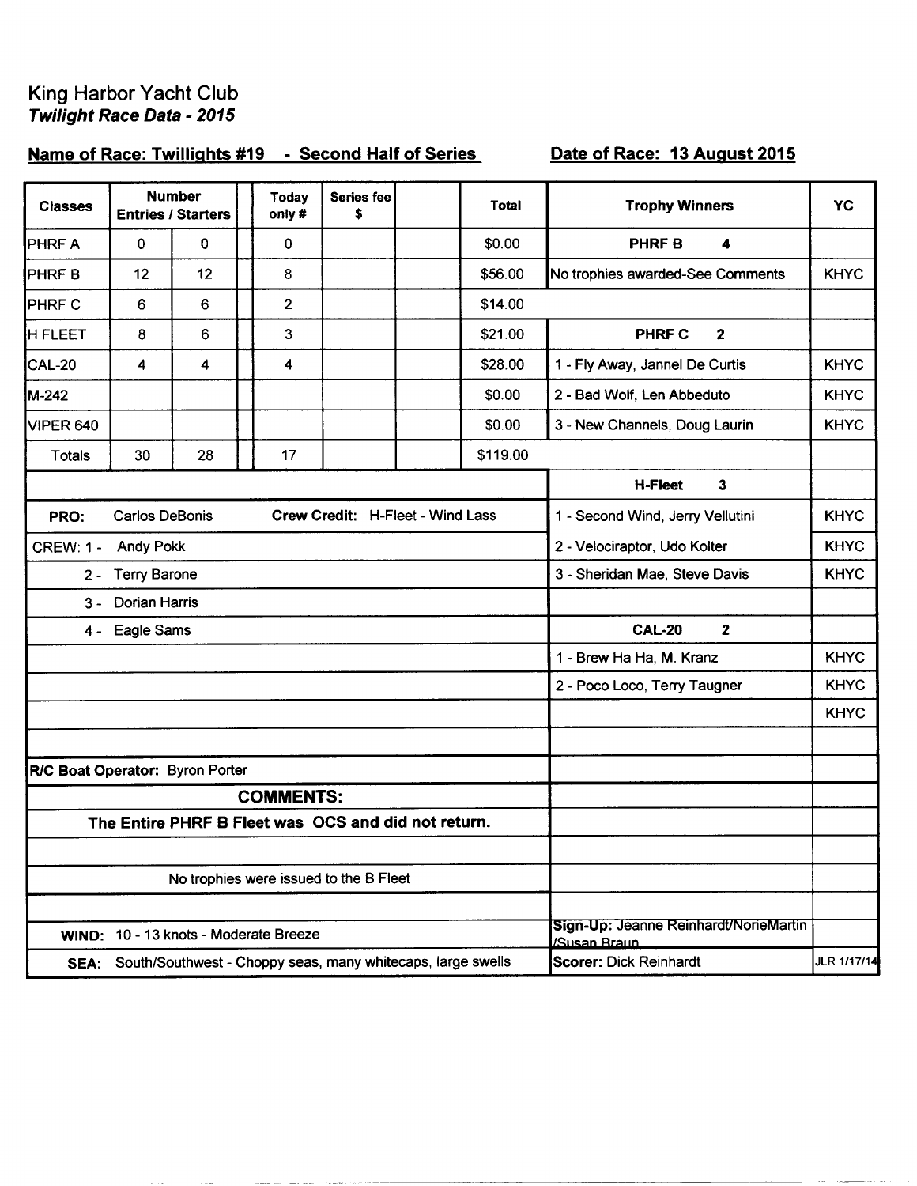King Harbor Yacht Club

***Twilight Race Data - 2015***

**Name of Race: Twillights #19 - Second Half of Series** **Date of Race: 13 August 2015**

| Classes | Number Entries | Starters | | Today only # | Series fee $ | | Total | Trophy Winners | YC |
|---|---|---|---|---|---|---|---|---|---|
| PHRF A | 0 | 0 | | 0 | | | $0.00 | **PHRF B 4** | |
| PHRF B | 12 | 12 | | 8 | | | $56.00 | No trophies awarded-See Comments | KHYC |
| PHRF C | 6 | 6 | | 2 | | | $14.00 | | |
| H FLEET | 8 | 6 | | 3 | | | $21.00 | **PHRF C 2** | |
| CAL-20 | 4 | 4 | | 4 | | | $28.00 | 1 - Fly Away, Jannel De Curtis | KHYC |
| M-242 | | | | | | | $0.00 | 2 - Bad Wolf, Len Abbeduto | KHYC |
| VIPER 640 | | | | | | | $0.00 | 3 - New Channels, Doug Laurin | KHYC |
| Totals | 30 | 28 | | 17 | | | $119.00 | | |
| | | | | | | | | **H-Fleet 3** | |
| **PRO:** Carlos DeBonis | | | **Crew Credit:** H-Fleet - Wind Lass | | | | | 1 - Second Wind, Jerry Vellutini | KHYC |
| CREW: 1 - Andy Pokk | | | | | | | | 2 - Velociraptor, Udo Kolter | KHYC |
| 2 - Terry Barone | | | | | | | | 3 - Sheridan Mae, Steve Davis | KHYC |
| 3 - Dorian Harris | | | | | | | | | |
| 4 - Eagle Sams | | | | | | | | **CAL-20 2** | |
| | | | | | | | | 1 - Brew Ha Ha, M. Kranz | KHYC |
| | | | | | | | | 2 - Poco Loco, Terry Taugner | KHYC |
| | | | | | | | | | KHYC |
| | | | | | | | | | |
| **R/C Boat Operator:** Byron Porter | | | | | | | | | |
| **COMMENTS:** | | | | | | | | | |
| **The Entire PHRF B Fleet was OCS and did not return.** | | | | | | | | | |
| | | | | | | | | | |
| No trophies were issued to the B Fleet | | | | | | | | | |
| | | | | | | | | | |
| **WIND:** 10 - 13 knots - Moderate Breeze | | | | | | | | **Sign-Up:** Jeanne Reinhardt/NorieMartin /Susan Braun | |
| **SEA:** South/Southwest - Choppy seas, many whitecaps, large swells | | | | | | | | **Scorer:** Dick Reinhardt | JLR 1/17/14 |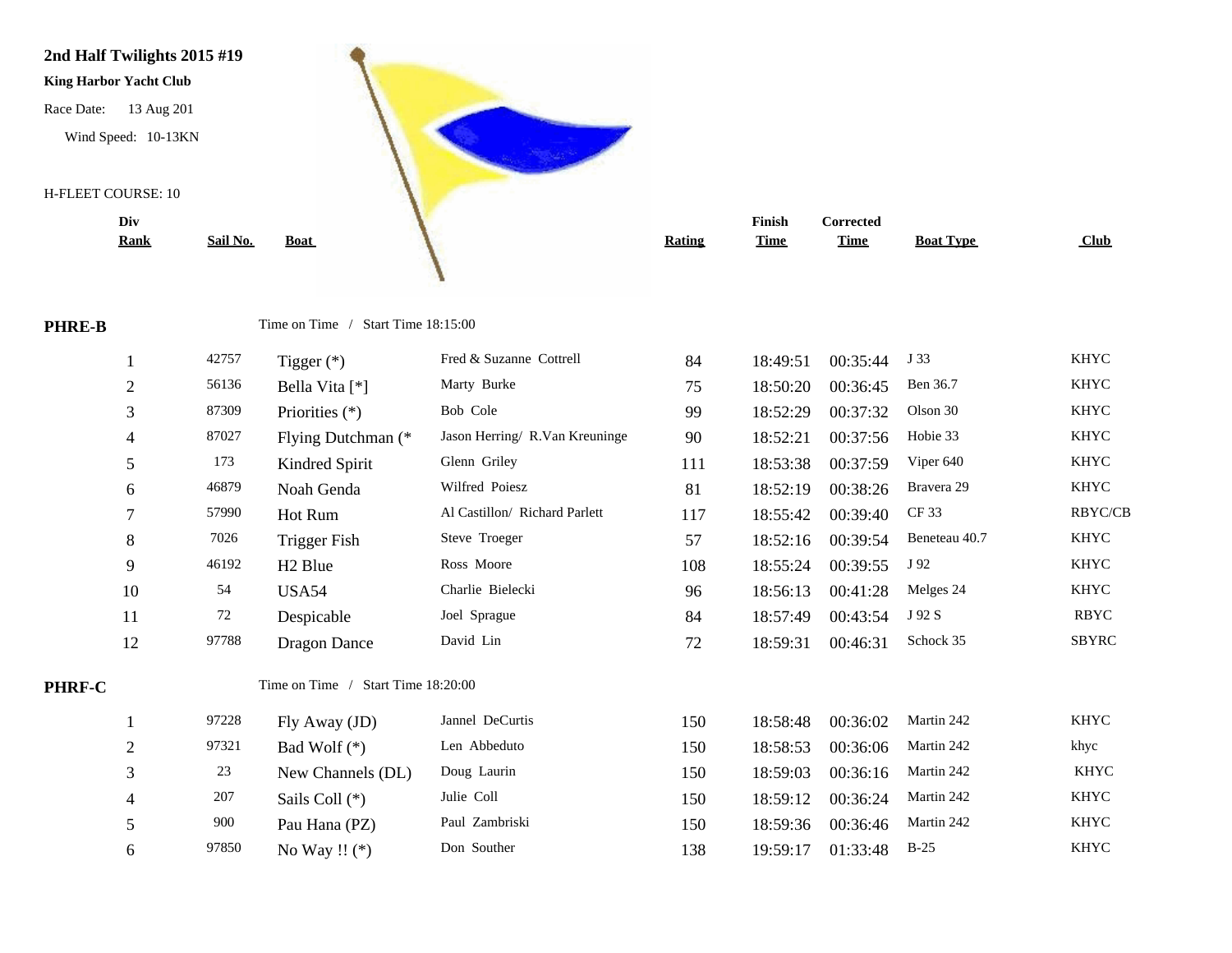**2nd Half Twilights 2015 #19**

**King Harbor Yacht Club**

Race Date: 13 Aug 201

Wind Speed: 10-13KN

H-FLEET COURSE: 10

**PHRE-B** Time on Time / Start Time 18:15:00

| Div Rank | Sail No. | Boat | | Rating | Finish Time | Corrected Time | Boat Type | Club |
|---|---|---|---|---|---|---|---|---|
| 1 | 42757 | Tigger (*) | Fred & Suzanne Cottrell | 84 | 18:49:51 | 00:35:44 | J 33 | KHYC |
| 2 | 56136 | Bella Vita [*] | Marty Burke | 75 | 18:50:20 | 00:36:45 | Ben 36.7 | KHYC |
| 3 | 87309 | Priorities (*) | Bob Cole | 99 | 18:52:29 | 00:37:32 | Olson 30 | KHYC |
| 4 | 87027 | Flying Dutchman (* | Jason Herring/ R.Van Kreuninge | 90 | 18:52:21 | 00:37:56 | Hobie 33 | KHYC |
| 5 | 173 | Kindred Spirit | Glenn Griley | 111 | 18:53:38 | 00:37:59 | Viper 640 | KHYC |
| 6 | 46879 | Noah Genda | Wilfred Poiesz | 81 | 18:52:19 | 00:38:26 | Bravera 29 | KHYC |
| 7 | 57990 | Hot Rum | Al Castillon/ Richard Parlett | 117 | 18:55:42 | 00:39:40 | CF 33 | RBYC/CB |
| 8 | 7026 | Trigger Fish | Steve Troeger | 57 | 18:52:16 | 00:39:54 | Beneteau 40.7 | KHYC |
| 9 | 46192 | H2 Blue | Ross Moore | 108 | 18:55:24 | 00:39:55 | J 92 | KHYC |
| 10 | 54 | USA54 | Charlie Bielecki | 96 | 18:56:13 | 00:41:28 | Melges 24 | KHYC |
| 11 | 72 | Despicable | Joel Sprague | 84 | 18:57:49 | 00:43:54 | J 92 S | RBYC |
| 12 | 97788 | Dragon Dance | David Lin | 72 | 18:59:31 | 00:46:31 | Schock 35 | SBYRC |

**PHRF-C** Time on Time / Start Time 18:20:00

| Div Rank | Sail No. | Boat | | Rating | Finish Time | Corrected Time | Boat Type | Club |
|---|---|---|---|---|---|---|---|---|
| 1 | 97228 | Fly Away (JD) | Jannel DeCurtis | 150 | 18:58:48 | 00:36:02 | Martin 242 | KHYC |
| 2 | 97321 | Bad Wolf (*) | Len Abbeduto | 150 | 18:58:53 | 00:36:06 | Martin 242 | khyc |
| 3 | 23 | New Channels (DL) | Doug Laurin | 150 | 18:59:03 | 00:36:16 | Martin 242 | KHYC |
| 4 | 207 | Sails Coll (*) | Julie Coll | 150 | 18:59:12 | 00:36:24 | Martin 242 | KHYC |
| 5 | 900 | Pau Hana (PZ) | Paul Zambriski | 150 | 18:59:36 | 00:36:46 | Martin 242 | KHYC |
| 6 | 97850 | No Way !! (*) | Don Souther | 138 | 19:59:17 | 01:33:48 | B-25 | KHYC |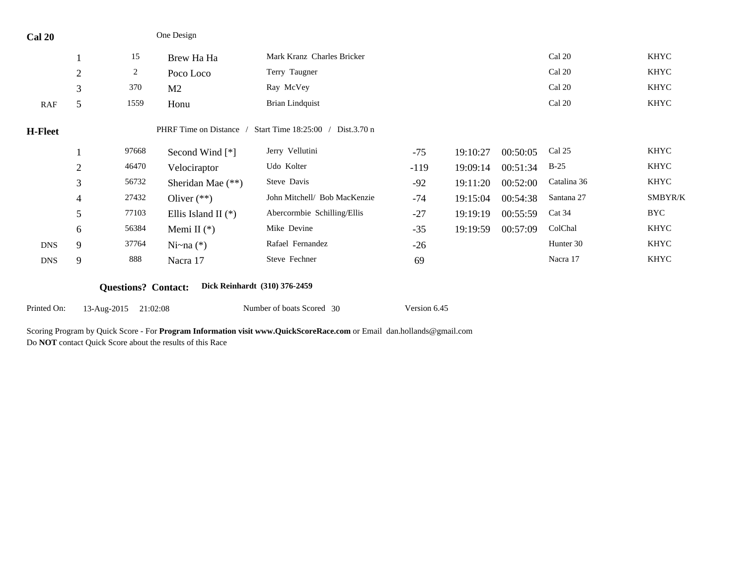**Cal 20** One Design

| | | | | | | | | | |
|---|---|---|---|---|---|---|---|---|---|
| | 1 | 15 | Brew Ha Ha | Mark Kranz Charles Bricker | | | | Cal 20 | KHYC |
| | 2 | 2 | Poco Loco | Terry Taugner | | | | Cal 20 | KHYC |
| | 3 | 370 | M2 | Ray McVey | | | | Cal 20 | KHYC |
| RAF | 5 | 1559 | Honu | Brian Lindquist | | | | Cal 20 | KHYC |

**H-Fleet** PHRF Time on Distance / Start Time 18:25:00 / Dist.3.70 n

| | | | | | | | | | |
|---|---|---|---|---|---|---|---|---|---|
| | 1 | 97668 | Second Wind [*] | Jerry Vellutini | -75 | 19:10:27 | 00:50:05 | Cal 25 | KHYC |
| | 2 | 46470 | Velociraptor | Udo Kolter | -119 | 19:09:14 | 00:51:34 | B-25 | KHYC |
| | 3 | 56732 | Sheridan Mae (**) | Steve Davis | -92 | 19:11:20 | 00:52:00 | Catalina 36 | KHYC |
| | 4 | 27432 | Oliver (**) | John Mitchell/ Bob MacKenzie | -74 | 19:15:04 | 00:54:38 | Santana 27 | SMBYR/K |
| | 5 | 77103 | Ellis Island II (*) | Abercormbie Schilling/Ellis | -27 | 19:19:19 | 00:55:59 | Cat 34 | BYC |
| | 6 | 56384 | Memi II (*) | Mike Devine | -35 | 19:19:59 | 00:57:09 | ColChal | KHYC |
| DNS | 9 | 37764 | Ni~na (*) | Rafael Fernandez | -26 | | | Hunter 30 | KHYC |
| DNS | 9 | 888 | Nacra 17 | Steve Fechner | 69 | | | Nacra 17 | KHYC |

**Questions? Contact:** **Dick Reinhardt (310) 376-2459**

Printed On: 13-Aug-2015 21:02:08 Number of boats Scored 30 Version 6.45

Scoring Program by Quick Score - For **Program Information visit www.QuickScoreRace.com** or Email dan.hollands@gmail.com
Do **NOT** contact Quick Score about the results of this Race